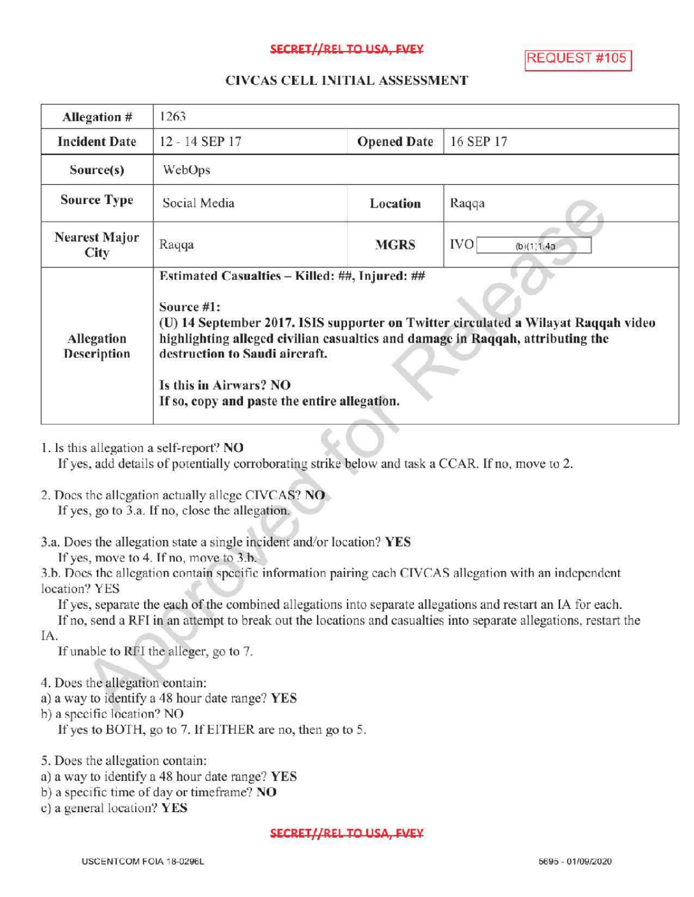SECRET//REL TO USA, FVEY

REQUEST #105

## CIVCAS CELL INITIAL ASSESSMENT

| Allegation # | 1263 | | |
|---|---|---|---|
| Incident Date | 12 - 14 SEP 17 | Opened Date | 16 SEP 17 |
| Source(s) | WebOps | | |
| Source Type | Social Media | Location | Raqqa |
| Nearest Major City | Raqqa | MGRS | IVO (b)(1)1.4a |
| Allegation Description | **Estimated Casualties – Killed: ##, Injured: ##**<br><br>**Source #1:**<br>**(U) 14 September 2017. ISIS supporter on Twitter circulated a Wilayat Raqqah video highlighting alleged civilian casualties and damage in Raqqah, attributing the destruction to Saudi aircraft.**<br><br>**Is this in Airwars? NO**<br>**If so, copy and paste the entire allegation.** | | |

1. Is this allegation a self-report? **NO**
   If yes, add details of potentially corroborating strike below and task a CCAR. If no, move to 2.

2. Does the allegation actually allege CIVCAS? **NO**
   If yes, go to 3.a. If no, close the allegation.

3.a. Does the allegation state a single incident and/or location? **YES**
   If yes, move to 4. If no, move to 3.b.
3.b. Does the allegation contain specific information pairing each CIVCAS allegation with an independent location? YES
   If yes, separate the each of the combined allegations into separate allegations and restart an IA for each.
   If no, send a RFI in an attempt to break out the locations and casualties into separate allegations, restart the IA.
   If unable to RFI the alleger, go to 7.

4. Does the allegation contain:
a) a way to identify a 48 hour date range? **YES**
b) a specific location? NO
   If yes to BOTH, go to 7. If EITHER are no, then go to 5.

5. Does the allegation contain:
a) a way to identify a 48 hour date range? **YES**
b) a specific time of day or timeframe? **NO**
c) a general location? **YES**

SECRET//REL TO USA, FVEY

USCENTCOM FOIA 18-0296L

5695 - 01/09/2020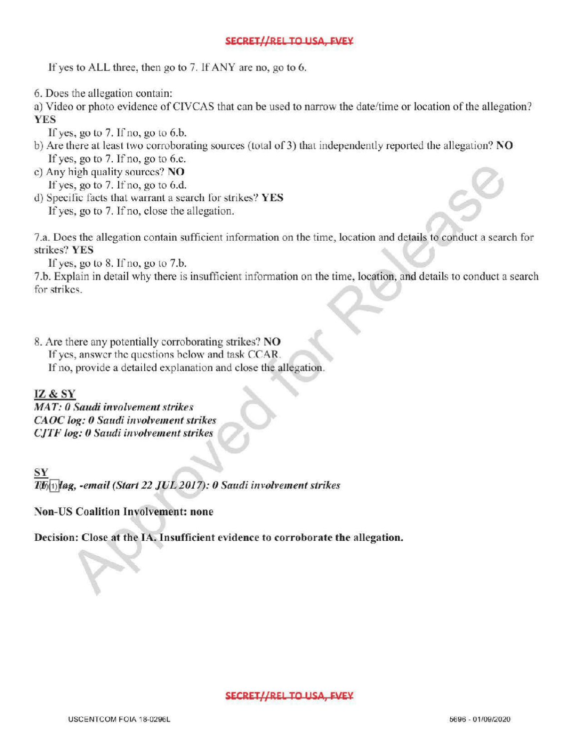If yes to ALL three, then go to 7. If ANY are no, go to 6.

6. Does the allegation contain:

a) Video or photo evidence of CIVCAS that can be used to narrow the date/time or location of the allegation? **YES**

If yes, go to 7. If no, go to 6.b.

b) Are there at least two corroborating sources (total of 3) that independently reported the allegation? **NO**

If yes, go to 7. If no, go to 6.c.

c) Any high quality sources? **NO**

If yes, go to 7. If no, go to 6.d.

d) Specific facts that warrant a search for strikes? **YES**

If yes, go to 7. If no, close the allegation.

7.a. Does the allegation contain sufficient information on the time, location and details to conduct a search for strikes? **YES**

If yes, go to 8. If no, go to 7.b.

7.b. Explain in detail why there is insufficient information on the time, location, and details to conduct a search for strikes.

8. Are there any potentially corroborating strikes? **NO**

If yes, answer the questions below and task CCAR.

If no, provide a detailed explanation and close the allegation.

**IZ & SY**

***MAT: 0 Saudi involvement strikes***

***CAOC log: 0 Saudi involvement strikes***

***CJTF log: 0 Saudi involvement strikes***

**SY**

***TF (b)(1) log, -email (Start 22 JUL 2017): 0 Saudi involvement strikes***

**Non-US Coalition Involvement: none**

**Decision: Close at the IA. Insufficient evidence to corroborate the allegation.**